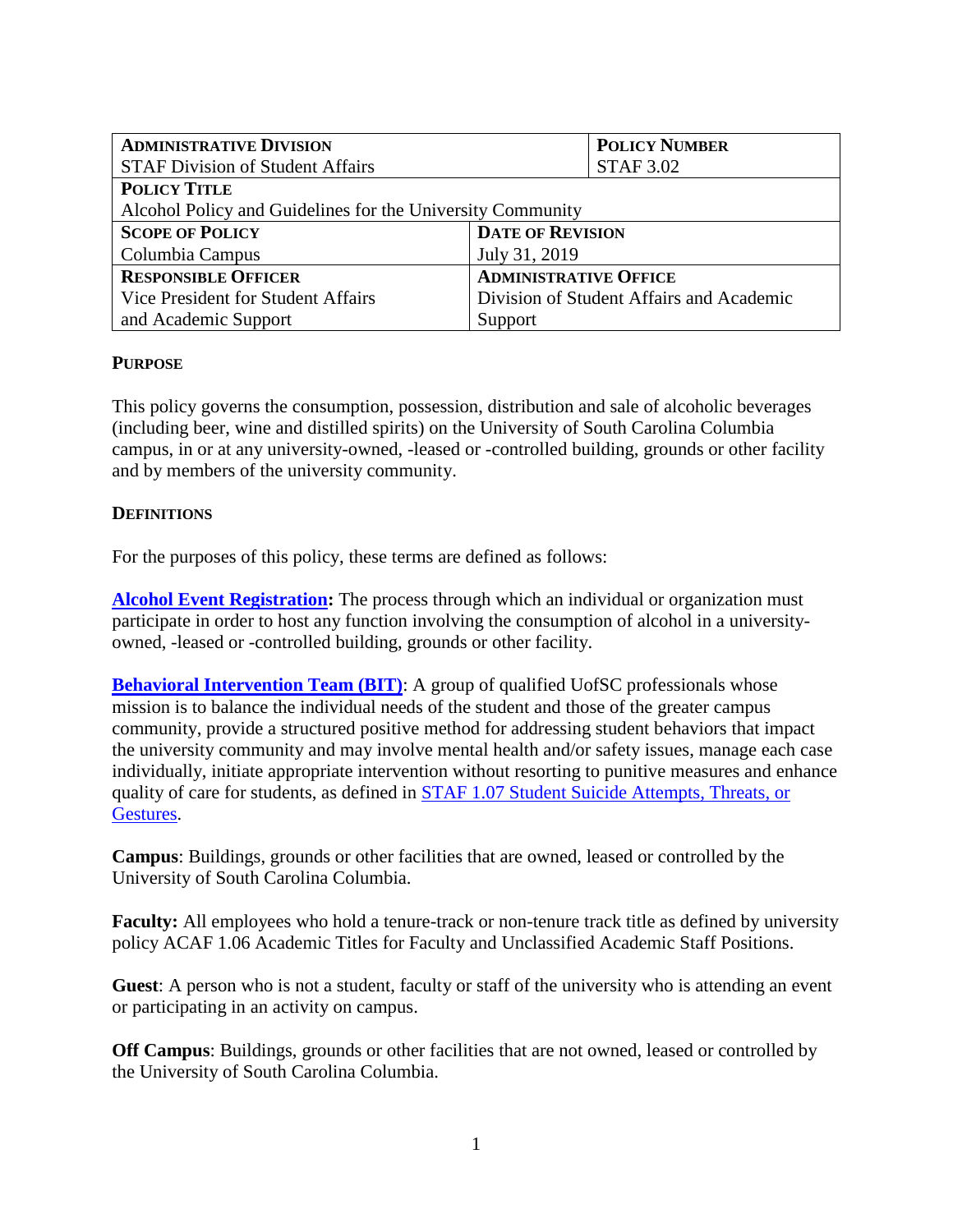| **ADMINISTRATIVE DIVISION** | | **POLICY NUMBER** |
| --- | --- | --- |
| STAF Division of Student Affairs | | STAF 3.02 |
| **POLICY TITLE** | | |
| Alcohol Policy and Guidelines for the University Community | | |
| **SCOPE OF POLICY** | **DATE OF REVISION** | |
| Columbia Campus | July 31, 2019 | |
| **RESPONSIBLE OFFICER** | **ADMINISTRATIVE OFFICE** | |
| Vice President for Student Affairs and Academic Support | Division of Student Affairs and Academic Support | |

## PURPOSE

This policy governs the consumption, possession, distribution and sale of alcoholic beverages (including beer, wine and distilled spirits) on the University of South Carolina Columbia campus, in or at any university-owned, -leased or -controlled building, grounds or other facility and by members of the university community.

## DEFINITIONS

For the purposes of this policy, these terms are defined as follows:

**Alcohol Event Registration:** The process through which an individual or organization must participate in order to host any function involving the consumption of alcohol in a university-owned, -leased or -controlled building, grounds or other facility.

**Behavioral Intervention Team (BIT)**: A group of qualified UofSC professionals whose mission is to balance the individual needs of the student and those of the greater campus community, provide a structured positive method for addressing student behaviors that impact the university community and may involve mental health and/or safety issues, manage each case individually, initiate appropriate intervention without resorting to punitive measures and enhance quality of care for students, as defined in STAF 1.07 Student Suicide Attempts, Threats, or Gestures.

**Campus**: Buildings, grounds or other facilities that are owned, leased or controlled by the University of South Carolina Columbia.

**Faculty:** All employees who hold a tenure-track or non-tenure track title as defined by university policy ACAF 1.06 Academic Titles for Faculty and Unclassified Academic Staff Positions.

**Guest**: A person who is not a student, faculty or staff of the university who is attending an event or participating in an activity on campus.

**Off Campus**: Buildings, grounds or other facilities that are not owned, leased or controlled by the University of South Carolina Columbia.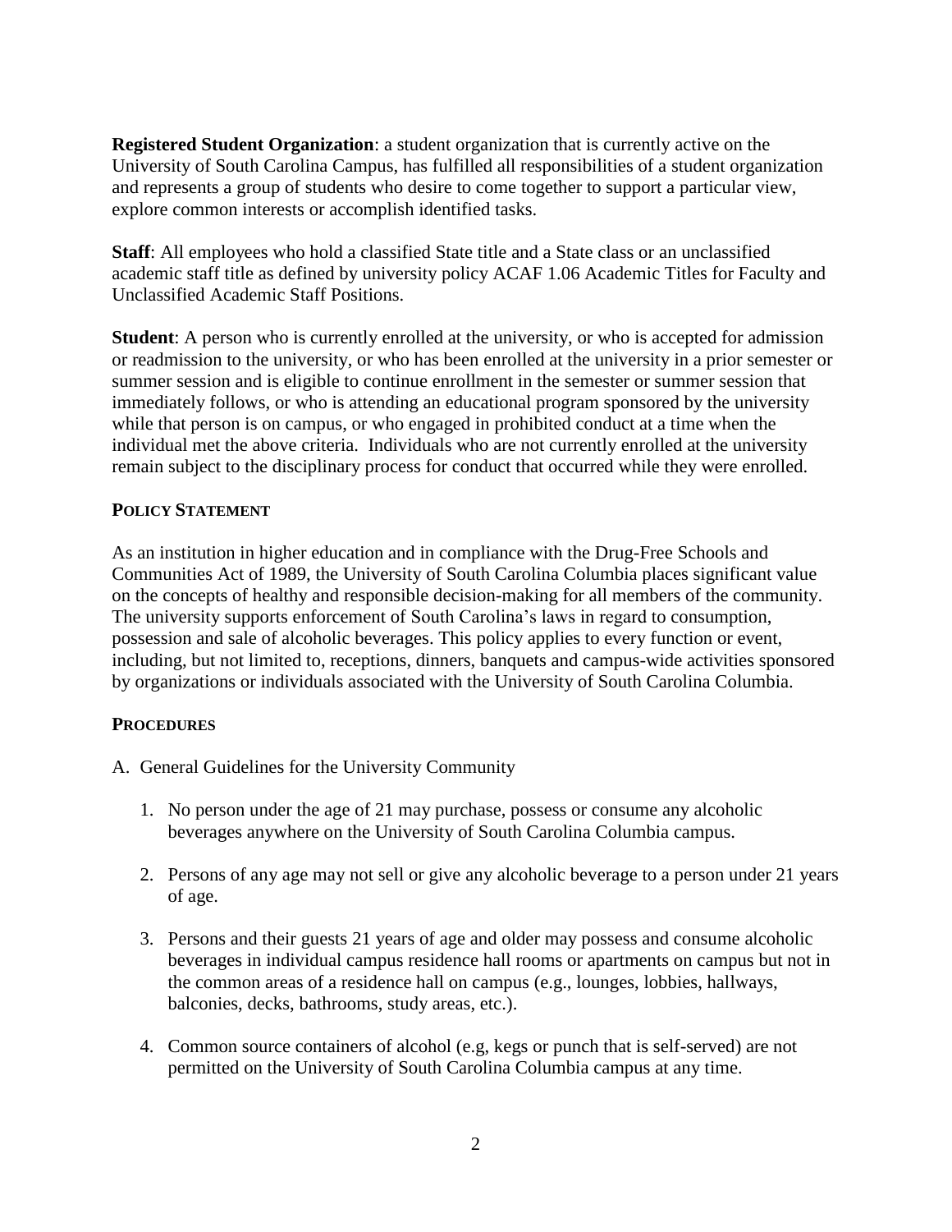**Registered Student Organization**: a student organization that is currently active on the University of South Carolina Campus, has fulfilled all responsibilities of a student organization and represents a group of students who desire to come together to support a particular view, explore common interests or accomplish identified tasks.

**Staff**: All employees who hold a classified State title and a State class or an unclassified academic staff title as defined by university policy ACAF 1.06 Academic Titles for Faculty and Unclassified Academic Staff Positions.

**Student**: A person who is currently enrolled at the university, or who is accepted for admission or readmission to the university, or who has been enrolled at the university in a prior semester or summer session and is eligible to continue enrollment in the semester or summer session that immediately follows, or who is attending an educational program sponsored by the university while that person is on campus, or who engaged in prohibited conduct at a time when the individual met the above criteria. Individuals who are not currently enrolled at the university remain subject to the disciplinary process for conduct that occurred while they were enrolled.

## POLICY STATEMENT

As an institution in higher education and in compliance with the Drug-Free Schools and Communities Act of 1989, the University of South Carolina Columbia places significant value on the concepts of healthy and responsible decision-making for all members of the community. The university supports enforcement of South Carolina's laws in regard to consumption, possession and sale of alcoholic beverages. This policy applies to every function or event, including, but not limited to, receptions, dinners, banquets and campus-wide activities sponsored by organizations or individuals associated with the University of South Carolina Columbia.

## PROCEDURES

A. General Guidelines for the University Community

1. No person under the age of 21 may purchase, possess or consume any alcoholic beverages anywhere on the University of South Carolina Columbia campus.

2. Persons of any age may not sell or give any alcoholic beverage to a person under 21 years of age.

3. Persons and their guests 21 years of age and older may possess and consume alcoholic beverages in individual campus residence hall rooms or apartments on campus but not in the common areas of a residence hall on campus (e.g., lounges, lobbies, hallways, balconies, decks, bathrooms, study areas, etc.).

4. Common source containers of alcohol (e.g, kegs or punch that is self-served) are not permitted on the University of South Carolina Columbia campus at any time.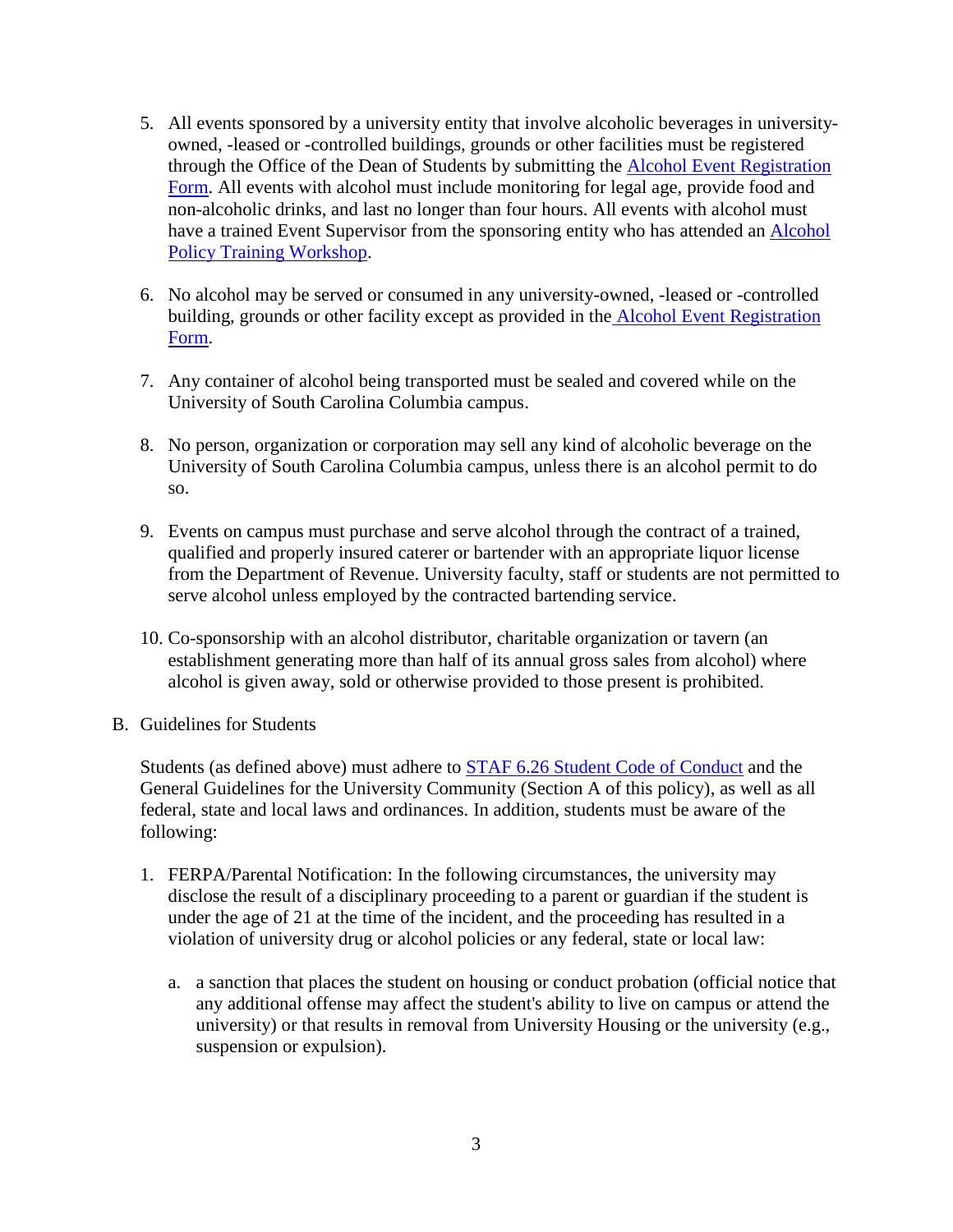5. All events sponsored by a university entity that involve alcoholic beverages in university-owned, -leased or -controlled buildings, grounds or other facilities must be registered through the Office of the Dean of Students by submitting the Alcohol Event Registration Form. All events with alcohol must include monitoring for legal age, provide food and non-alcoholic drinks, and last no longer than four hours. All events with alcohol must have a trained Event Supervisor from the sponsoring entity who has attended an Alcohol Policy Training Workshop.

6. No alcohol may be served or consumed in any university-owned, -leased or -controlled building, grounds or other facility except as provided in the Alcohol Event Registration Form.

7. Any container of alcohol being transported must be sealed and covered while on the University of South Carolina Columbia campus.

8. No person, organization or corporation may sell any kind of alcoholic beverage on the University of South Carolina Columbia campus, unless there is an alcohol permit to do so.

9. Events on campus must purchase and serve alcohol through the contract of a trained, qualified and properly insured caterer or bartender with an appropriate liquor license from the Department of Revenue. University faculty, staff or students are not permitted to serve alcohol unless employed by the contracted bartending service.

10. Co-sponsorship with an alcohol distributor, charitable organization or tavern (an establishment generating more than half of its annual gross sales from alcohol) where alcohol is given away, sold or otherwise provided to those present is prohibited.

B. Guidelines for Students

Students (as defined above) must adhere to STAF 6.26 Student Code of Conduct and the General Guidelines for the University Community (Section A of this policy), as well as all federal, state and local laws and ordinances. In addition, students must be aware of the following:

1. FERPA/Parental Notification: In the following circumstances, the university may disclose the result of a disciplinary proceeding to a parent or guardian if the student is under the age of 21 at the time of the incident, and the proceeding has resulted in a violation of university drug or alcohol policies or any federal, state or local law:

   a. a sanction that places the student on housing or conduct probation (official notice that any additional offense may affect the student's ability to live on campus or attend the university) or that results in removal from University Housing or the university (e.g., suspension or expulsion).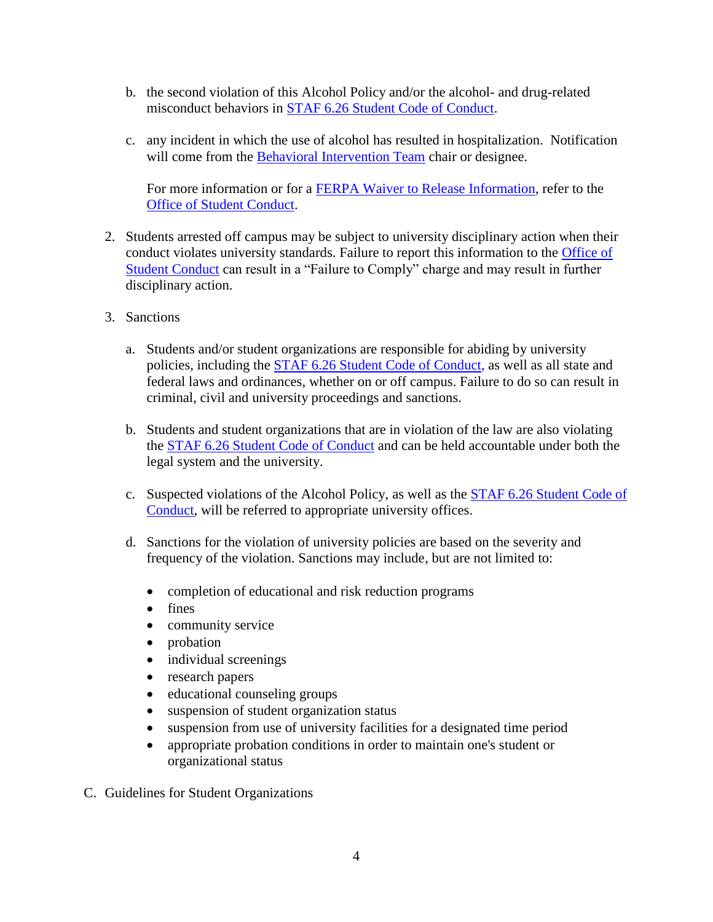b. the second violation of this Alcohol Policy and/or the alcohol- and drug-related misconduct behaviors in STAF 6.26 Student Code of Conduct.

   c. any incident in which the use of alcohol has resulted in hospitalization. Notification will come from the Behavioral Intervention Team chair or designee.

   For more information or for a FERPA Waiver to Release Information, refer to the Office of Student Conduct.

2. Students arrested off campus may be subject to university disciplinary action when their conduct violates university standards. Failure to report this information to the Office of Student Conduct can result in a "Failure to Comply" charge and may result in further disciplinary action.

3. Sanctions

   a. Students and/or student organizations are responsible for abiding by university policies, including the STAF 6.26 Student Code of Conduct, as well as all state and federal laws and ordinances, whether on or off campus. Failure to do so can result in criminal, civil and university proceedings and sanctions.

   b. Students and student organizations that are in violation of the law are also violating the STAF 6.26 Student Code of Conduct and can be held accountable under both the legal system and the university.

   c. Suspected violations of the Alcohol Policy, as well as the STAF 6.26 Student Code of Conduct, will be referred to appropriate university offices.

   d. Sanctions for the violation of university policies are based on the severity and frequency of the violation. Sanctions may include, but are not limited to:

      - completion of educational and risk reduction programs
      - fines
      - community service
      - probation
      - individual screenings
      - research papers
      - educational counseling groups
      - suspension of student organization status
      - suspension from use of university facilities for a designated time period
      - appropriate probation conditions in order to maintain one's student or organizational status

C. Guidelines for Student Organizations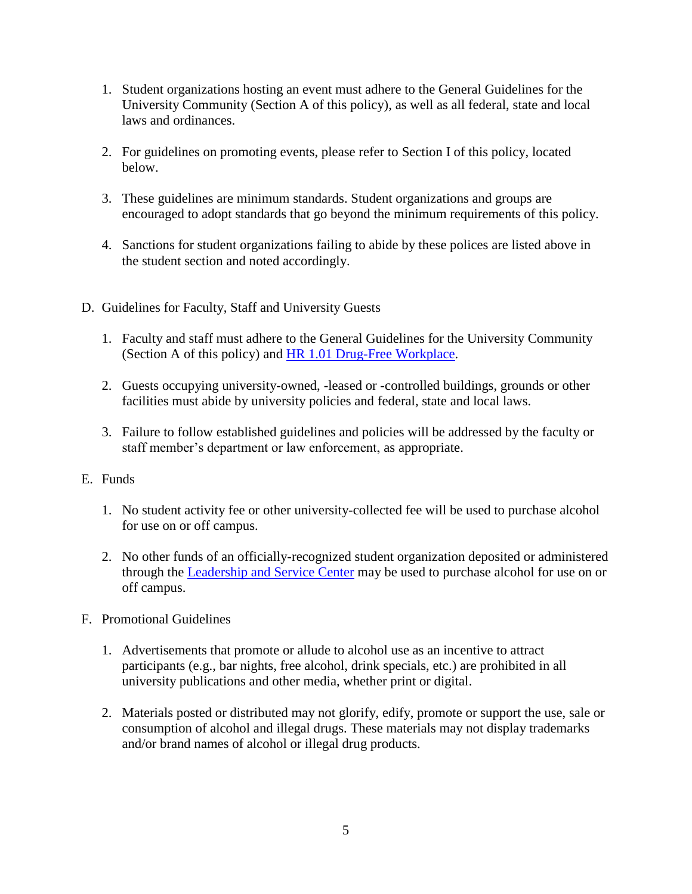1. Student organizations hosting an event must adhere to the General Guidelines for the University Community (Section A of this policy), as well as all federal, state and local laws and ordinances.

2. For guidelines on promoting events, please refer to Section I of this policy, located below.

3. These guidelines are minimum standards. Student organizations and groups are encouraged to adopt standards that go beyond the minimum requirements of this policy.

4. Sanctions for student organizations failing to abide by these polices are listed above in the student section and noted accordingly.

D. Guidelines for Faculty, Staff and University Guests

   1. Faculty and staff must adhere to the General Guidelines for the University Community (Section A of this policy) and [HR 1.01 Drug-Free Workplace](HR 1.01 Drug-Free Workplace).

   2. Guests occupying university-owned, -leased or -controlled buildings, grounds or other facilities must abide by university policies and federal, state and local laws.

   3. Failure to follow established guidelines and policies will be addressed by the faculty or staff member's department or law enforcement, as appropriate.

E. Funds

   1. No student activity fee or other university-collected fee will be used to purchase alcohol for use on or off campus.

   2. No other funds of an officially-recognized student organization deposited or administered through the Leadership and Service Center may be used to purchase alcohol for use on or off campus.

F. Promotional Guidelines

   1. Advertisements that promote or allude to alcohol use as an incentive to attract participants (e.g., bar nights, free alcohol, drink specials, etc.) are prohibited in all university publications and other media, whether print or digital.

   2. Materials posted or distributed may not glorify, edify, promote or support the use, sale or consumption of alcohol and illegal drugs. These materials may not display trademarks and/or brand names of alcohol or illegal drug products.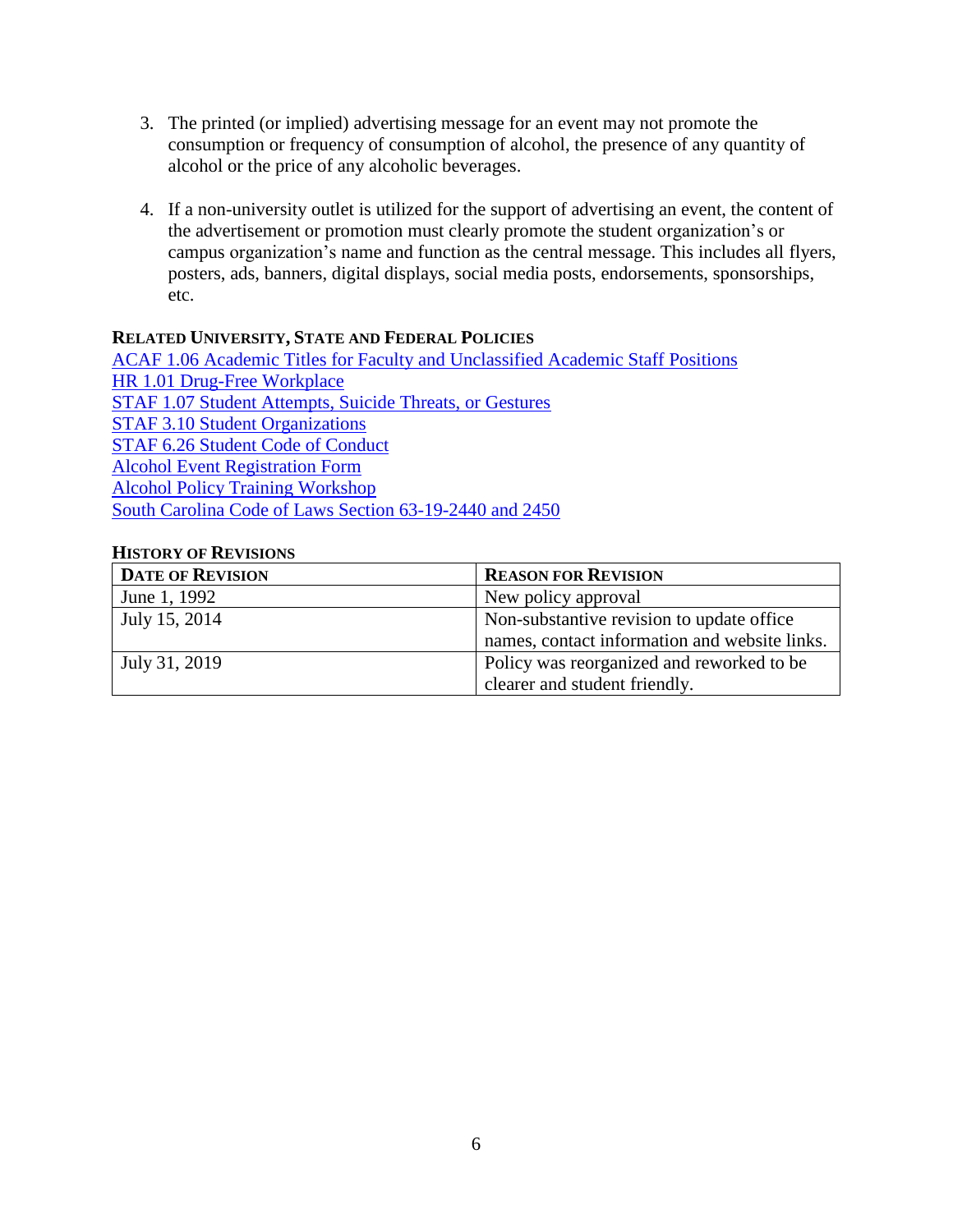3. The printed (or implied) advertising message for an event may not promote the consumption or frequency of consumption of alcohol, the presence of any quantity of alcohol or the price of any alcoholic beverages.

4. If a non-university outlet is utilized for the support of advertising an event, the content of the advertisement or promotion must clearly promote the student organization's or campus organization's name and function as the central message. This includes all flyers, posters, ads, banners, digital displays, social media posts, endorsements, sponsorships, etc.

### Related University, State and Federal Policies

ACAF 1.06 Academic Titles for Faculty and Unclassified Academic Staff Positions
HR 1.01 Drug-Free Workplace
STAF 1.07 Student Attempts, Suicide Threats, or Gestures
STAF 3.10 Student Organizations
STAF 6.26 Student Code of Conduct
Alcohol Event Registration Form
Alcohol Policy Training Workshop
South Carolina Code of Laws Section 63-19-2440 and 2450

### History of Revisions

| Date of Revision | Reason for Revision |
|---|---|
| June 1, 1992 | New policy approval |
| July 15, 2014 | Non-substantive revision to update office names, contact information and website links. |
| July 31, 2019 | Policy was reorganized and reworked to be clearer and student friendly. |